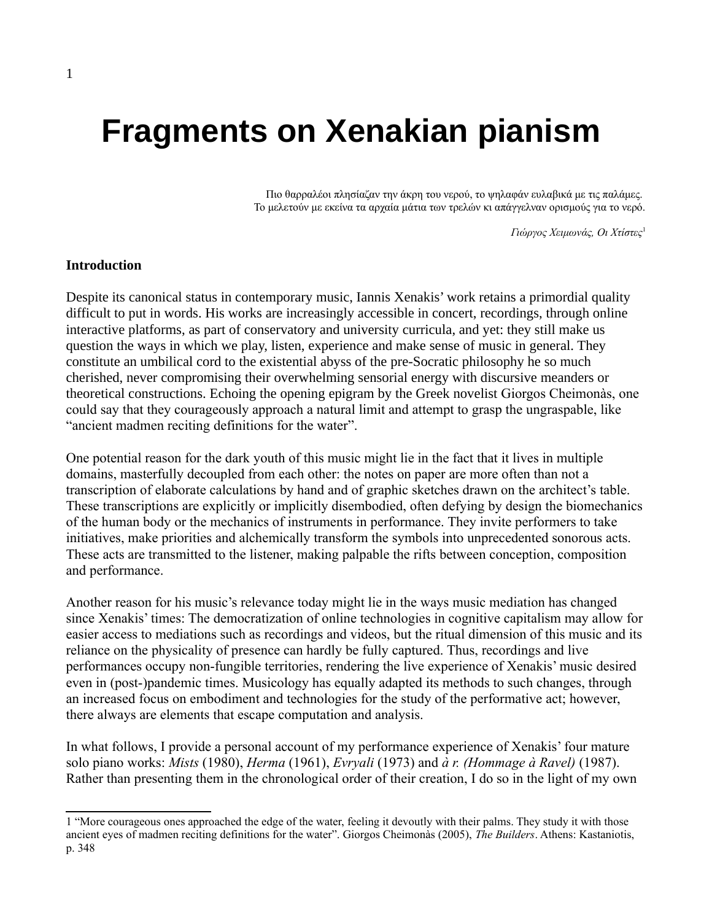# Fragments on Xenakian pianism

Πιο θαρραλέοι πλησίαζαν την άκρη του νερού, το ψηλαφάν ευλαβικά με τις παλάμες.
Το μελετούν με εκείνα τα αρχαία μάτια των τρελών κι απάγγελναν ορισμούς για το νερό.

*Γιώργος Χειμωνάς, Οι Χτίστες*[1]

**Introduction**

Despite its canonical status in contemporary music, Iannis Xenakis' work retains a primordial quality difficult to put in words. His works are increasingly accessible in concert, recordings, through online interactive platforms, as part of conservatory and university curricula, and yet: they still make us question the ways in which we play, listen, experience and make sense of music in general. They constitute an umbilical cord to the existential abyss of the pre-Socratic philosophy he so much cherished, never compromising their overwhelming sensorial energy with discursive meanders or theoretical constructions. Echoing the opening epigram by the Greek novelist Giorgos Cheimonàs, one could say that they courageously approach a natural limit and attempt to grasp the ungraspable, like "ancient madmen reciting definitions for the water".

One potential reason for the dark youth of this music might lie in the fact that it lives in multiple domains, masterfully decoupled from each other: the notes on paper are more often than not a transcription of elaborate calculations by hand and of graphic sketches drawn on the architect's table. These transcriptions are explicitly or implicitly disembodied, often defying by design the biomechanics of the human body or the mechanics of instruments in performance. They invite performers to take initiatives, make priorities and alchemically transform the symbols into unprecedented sonorous acts. These acts are transmitted to the listener, making palpable the rifts between conception, composition and performance.

Another reason for his music's relevance today might lie in the ways music mediation has changed since Xenakis' times: The democratization of online technologies in cognitive capitalism may allow for easier access to mediations such as recordings and videos, but the ritual dimension of this music and its reliance on the physicality of presence can hardly be fully captured. Thus, recordings and live performances occupy non-fungible territories, rendering the live experience of Xenakis' music desired even in (post-)pandemic times. Musicology has equally adapted its methods to such changes, through an increased focus on embodiment and technologies for the study of the performative act; however, there always are elements that escape computation and analysis.

In what follows, I provide a personal account of my performance experience of Xenakis' four mature solo piano works: *Mists* (1980), *Herma* (1961), *Evryali* (1973) and *à r. (Hommage à Ravel)* (1987). Rather than presenting them in the chronological order of their creation, I do so in the light of my own

---

1 "More courageous ones approached the edge of the water, feeling it devoutly with their palms. They study it with those ancient eyes of madmen reciting definitions for the water". Giorgos Cheimonàs (2005), *The Builders*. Athens: Kastaniotis, p. 348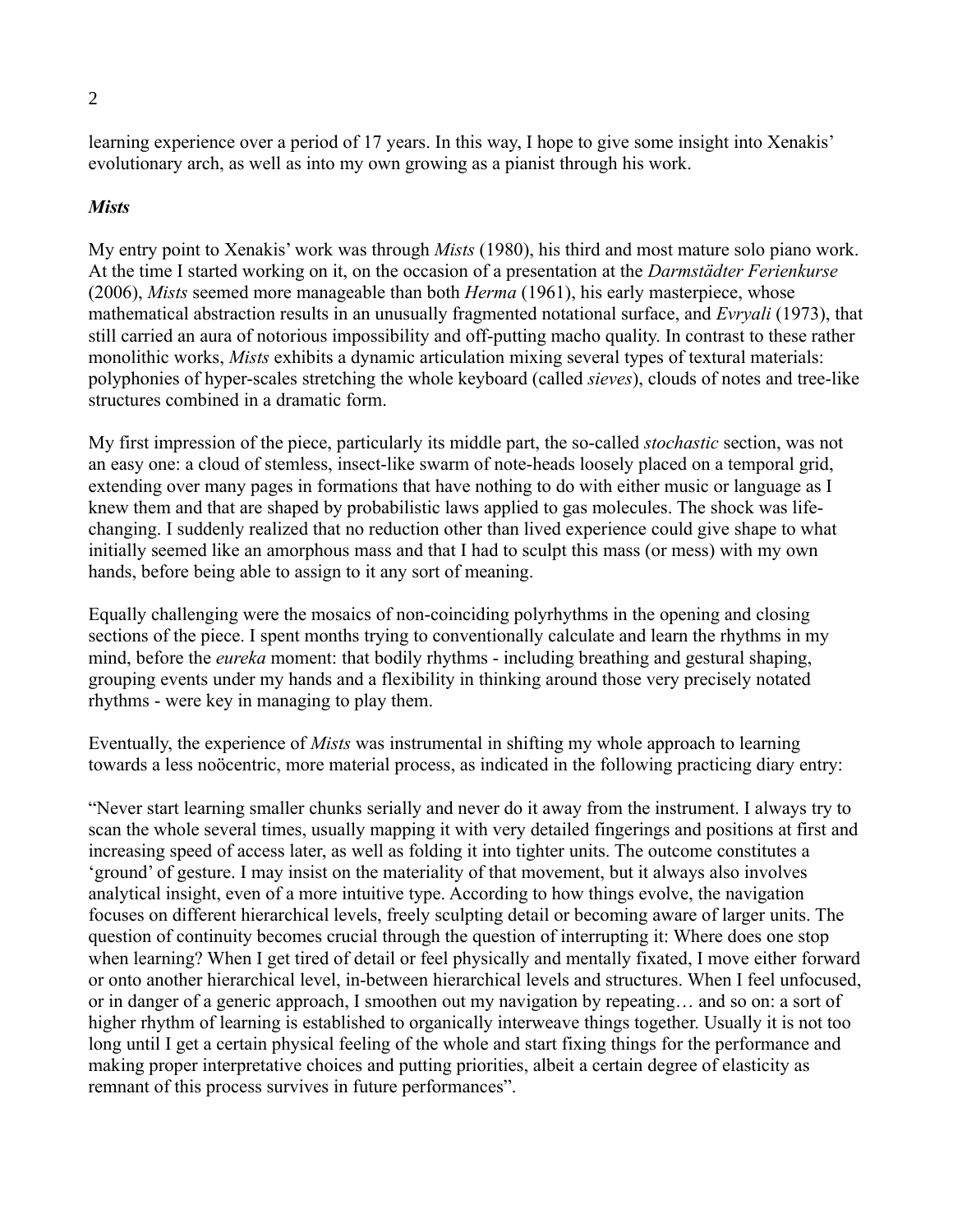learning experience over a period of 17 years. In this way, I hope to give some insight into Xenakis' evolutionary arch, as well as into my own growing as a pianist through his work.

### *Mists*

My entry point to Xenakis' work was through *Mists* (1980), his third and most mature solo piano work. At the time I started working on it, on the occasion of a presentation at the *Darmstädter Ferienkurse* (2006), *Mists* seemed more manageable than both *Herma* (1961), his early masterpiece, whose mathematical abstraction results in an unusually fragmented notational surface, and *Evryali* (1973), that still carried an aura of notorious impossibility and off-putting macho quality. In contrast to these rather monolithic works, *Mists* exhibits a dynamic articulation mixing several types of textural materials: polyphonies of hyper-scales stretching the whole keyboard (called *sieves*), clouds of notes and tree-like structures combined in a dramatic form.

My first impression of the piece, particularly its middle part, the so-called *stochastic* section, was not an easy one: a cloud of stemless, insect-like swarm of note-heads loosely placed on a temporal grid, extending over many pages in formations that have nothing to do with either music or language as I knew them and that are shaped by probabilistic laws applied to gas molecules. The shock was life-changing. I suddenly realized that no reduction other than lived experience could give shape to what initially seemed like an amorphous mass and that I had to sculpt this mass (or mess) with my own hands, before being able to assign to it any sort of meaning.

Equally challenging were the mosaics of non-coinciding polyrhythms in the opening and closing sections of the piece. I spent months trying to conventionally calculate and learn the rhythms in my mind, before the *eureka* moment: that bodily rhythms - including breathing and gestural shaping, grouping events under my hands and a flexibility in thinking around those very precisely notated rhythms - were key in managing to play them.

Eventually, the experience of *Mists* was instrumental in shifting my whole approach to learning towards a less noöcentric, more material process, as indicated in the following practicing diary entry:

"Never start learning smaller chunks serially and never do it away from the instrument. I always try to scan the whole several times, usually mapping it with very detailed fingerings and positions at first and increasing speed of access later, as well as folding it into tighter units. The outcome constitutes a 'ground' of gesture. I may insist on the materiality of that movement, but it always also involves analytical insight, even of a more intuitive type. According to how things evolve, the navigation focuses on different hierarchical levels, freely sculpting detail or becoming aware of larger units. The question of continuity becomes crucial through the question of interrupting it: Where does one stop when learning? When I get tired of detail or feel physically and mentally fixated, I move either forward or onto another hierarchical level, in-between hierarchical levels and structures. When I feel unfocused, or in danger of a generic approach, I smoothen out my navigation by repeating… and so on: a sort of higher rhythm of learning is established to organically interweave things together. Usually it is not too long until I get a certain physical feeling of the whole and start fixing things for the performance and making proper interpretative choices and putting priorities, albeit a certain degree of elasticity as remnant of this process survives in future performances".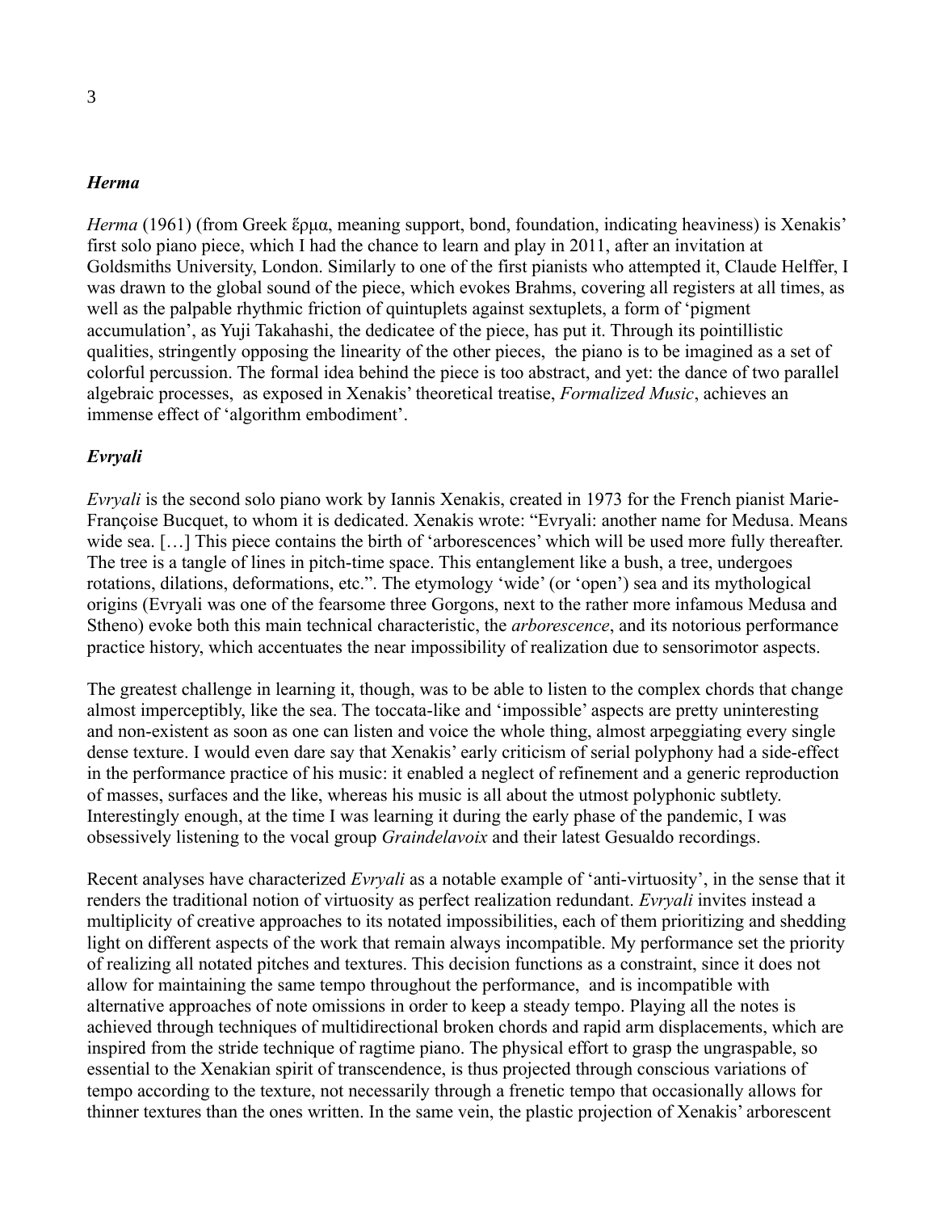### *Herma*

*Herma* (1961) (from Greek ἕρμα, meaning support, bond, foundation, indicating heaviness) is Xenakis' first solo piano piece, which I had the chance to learn and play in 2011, after an invitation at Goldsmiths University, London. Similarly to one of the first pianists who attempted it, Claude Helffer, I was drawn to the global sound of the piece, which evokes Brahms, covering all registers at all times, as well as the palpable rhythmic friction of quintuplets against sextuplets, a form of 'pigment accumulation', as Yuji Takahashi, the dedicatee of the piece, has put it. Through its pointillistic qualities, stringently opposing the linearity of the other pieces, the piano is to be imagined as a set of colorful percussion. The formal idea behind the piece is too abstract, and yet: the dance of two parallel algebraic processes, as exposed in Xenakis' theoretical treatise, *Formalized Music*, achieves an immense effect of 'algorithm embodiment'.

### *Evryali*

*Evryali* is the second solo piano work by Iannis Xenakis, created in 1973 for the French pianist Marie-Françoise Bucquet, to whom it is dedicated. Xenakis wrote: "Evryali: another name for Medusa. Means wide sea. […] This piece contains the birth of 'arborescences' which will be used more fully thereafter. The tree is a tangle of lines in pitch-time space. This entanglement like a bush, a tree, undergoes rotations, dilations, deformations, etc.". The etymology 'wide' (or 'open') sea and its mythological origins (Evryali was one of the fearsome three Gorgons, next to the rather more infamous Medusa and Stheno) evoke both this main technical characteristic, the *arborescence*, and its notorious performance practice history, which accentuates the near impossibility of realization due to sensorimotor aspects.

The greatest challenge in learning it, though, was to be able to listen to the complex chords that change almost imperceptibly, like the sea. The toccata-like and 'impossible' aspects are pretty uninteresting and non-existent as soon as one can listen and voice the whole thing, almost arpeggiating every single dense texture. I would even dare say that Xenakis' early criticism of serial polyphony had a side-effect in the performance practice of his music: it enabled a neglect of refinement and a generic reproduction of masses, surfaces and the like, whereas his music is all about the utmost polyphonic subtlety. Interestingly enough, at the time I was learning it during the early phase of the pandemic, I was obsessively listening to the vocal group *Graindelavoix* and their latest Gesualdo recordings.

Recent analyses have characterized *Evryali* as a notable example of 'anti-virtuosity', in the sense that it renders the traditional notion of virtuosity as perfect realization redundant. *Evryali* invites instead a multiplicity of creative approaches to its notated impossibilities, each of them prioritizing and shedding light on different aspects of the work that remain always incompatible. My performance set the priority of realizing all notated pitches and textures. This decision functions as a constraint, since it does not allow for maintaining the same tempo throughout the performance, and is incompatible with alternative approaches of note omissions in order to keep a steady tempo. Playing all the notes is achieved through techniques of multidirectional broken chords and rapid arm displacements, which are inspired from the stride technique of ragtime piano. The physical effort to grasp the ungraspable, so essential to the Xenakian spirit of transcendence, is thus projected through conscious variations of tempo according to the texture, not necessarily through a frenetic tempo that occasionally allows for thinner textures than the ones written. In the same vein, the plastic projection of Xenakis' arborescent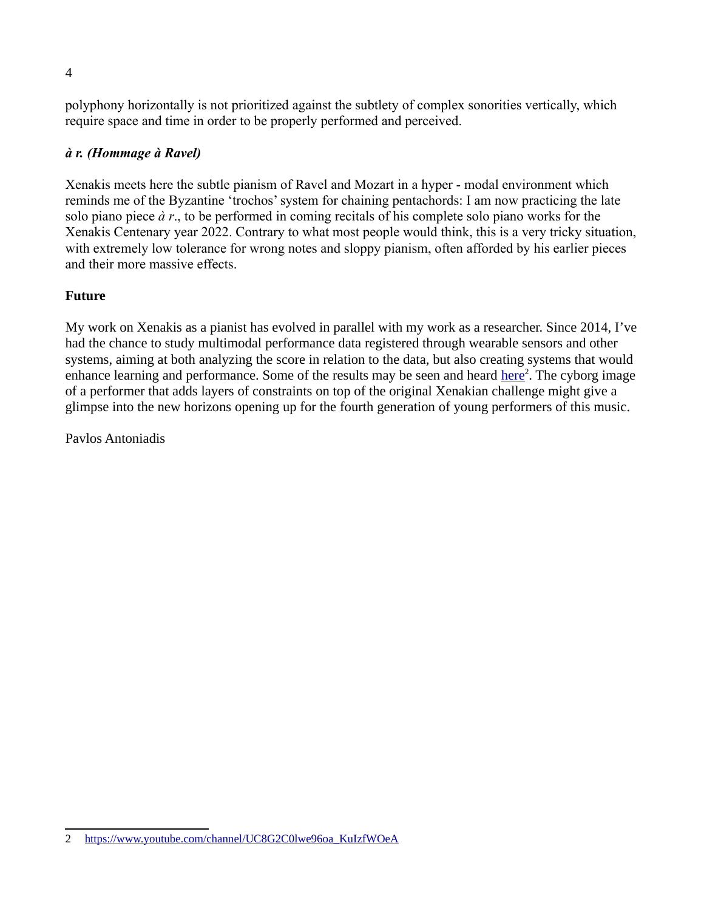polyphony horizontally is not prioritized against the subtlety of complex sonorities vertically, which require space and time in order to be properly performed and perceived.

### ***à r. (Hommage à Ravel)***

Xenakis meets here the subtle pianism of Ravel and Mozart in a hyper - modal environment which reminds me of the Byzantine 'trochos' system for chaining pentachords: I am now practicing the late solo piano piece *à r*., to be performed in coming recitals of his complete solo piano works for the Xenakis Centenary year 2022. Contrary to what most people would think, this is a very tricky situation, with extremely low tolerance for wrong notes and sloppy pianism, often afforded by his earlier pieces and their more massive effects.

### **Future**

My work on Xenakis as a pianist has evolved in parallel with my work as a researcher. Since 2014, I've had the chance to study multimodal performance data registered through wearable sensors and other systems, aiming at both analyzing the score in relation to the data, but also creating systems that would enhance learning and performance. Some of the results may be seen and heard here[2]. The cyborg image of a performer that adds layers of constraints on top of the original Xenakian challenge might give a glimpse into the new horizons opening up for the fourth generation of young performers of this music.

Pavlos Antoniadis

---

2 https://www.youtube.com/channel/UC8G2C0lwe96oa_KuIzfWOeA